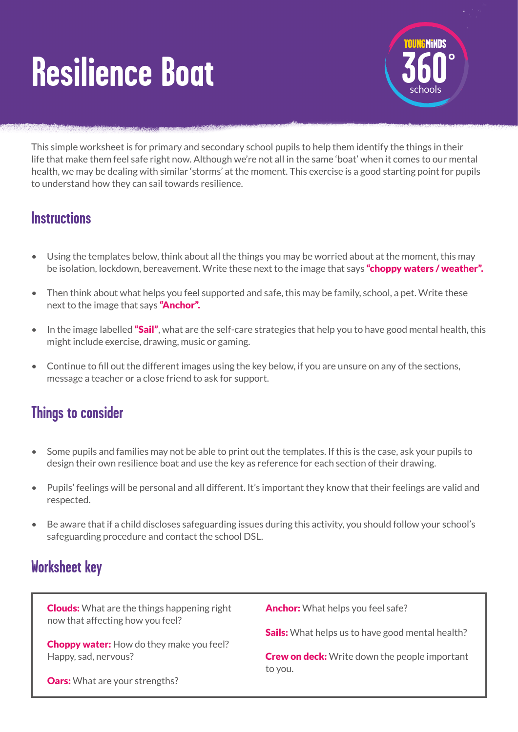# Resilience Boat

This simple worksheet is for primary and secondary school pupils to help them identify the things in their life that make them feel safe right now. Although we're not all in the same 'boat' when it comes to our mental health, we may be dealing with similar 'storms' at the moment. This exercise is a good starting point for pupils to understand how they can sail towards resilience.

## Instructions

- Using the templates below, think about all the things you may be worried about at the moment, this may be isolation, lockdown, bereavement. Write these next to the image that says **"choppy waters / weather".**
- Then think about what helps you feel supported and safe, this may be family, school, a pet. Write these next to the image that says **"Anchor".**
- In the image labelled **"Sail"**, what are the self-care strategies that help you to have good mental health, this might include exercise, drawing, music or gaming.
- Continue to fill out the different images using the key below, if you are unsure on any of the sections, message a teacher or a close friend to ask for support.

## Things to consider

- Some pupils and families may not be able to print out the templates. If this is the case, ask your pupils to design their own resilience boat and use the key as reference for each section of their drawing.
- Pupils' feelings will be personal and all different. It's important they know that their feelings are valid and respected.
- Be aware that if a child discloses safeguarding issues during this activity, you should follow your school's safeguarding procedure and contact the school DSL.

## Worksheet key

**Clouds:** What are the things happening right now that affecting how you feel?

**Choppy water:** How do they make you feel? Happy, sad, nervous?

**Oars:** What are your strengths?

**Anchor:** What helps you feel safe?

**Sails:** What helps us to have good mental health?

**Crew on deck:** Write down the people important to you.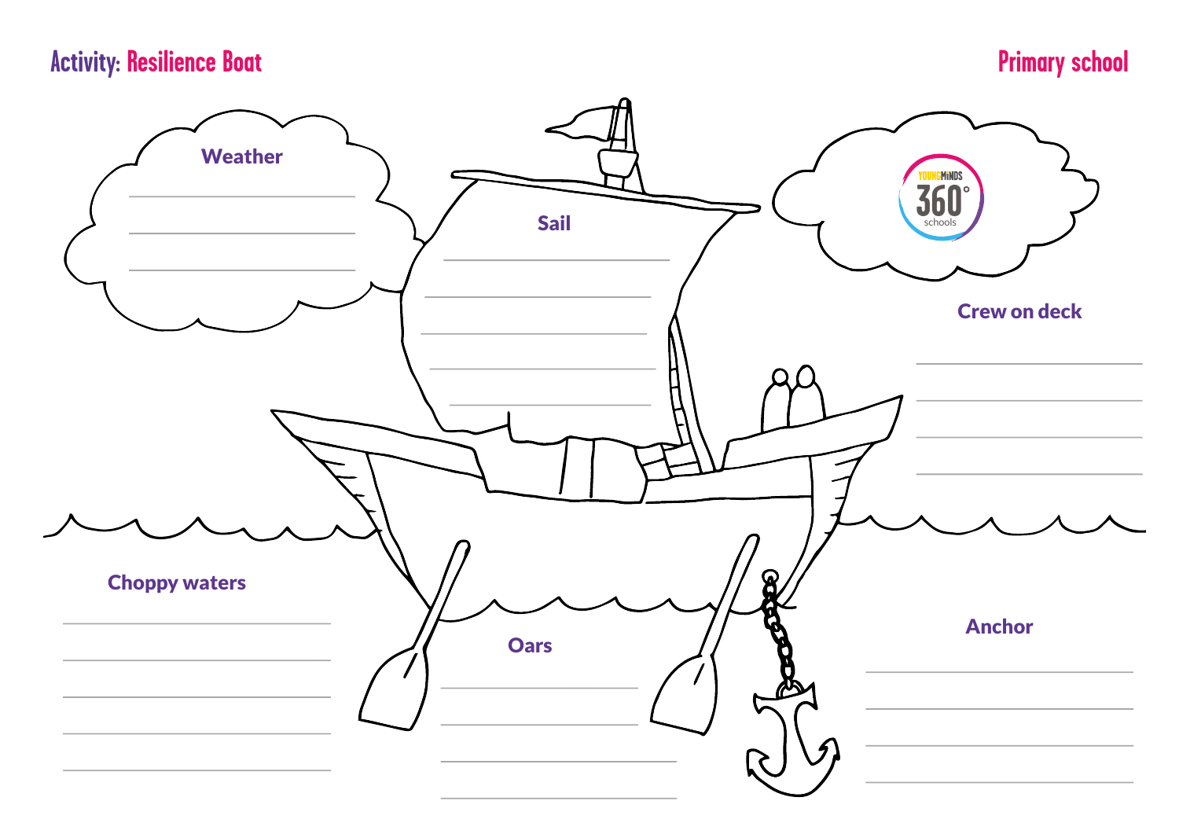# Activity: Resilience Boat

Primary school

## Weather

## Sail

## Crew on deck

## Choppy waters

## Oars

## Anchor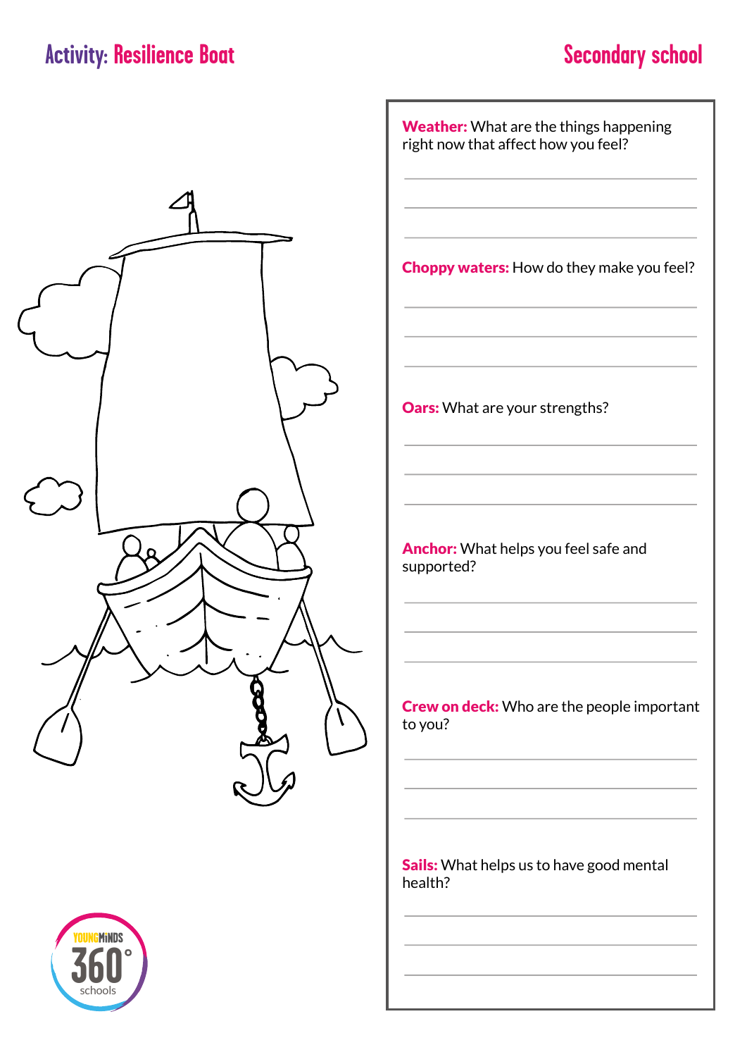# Activity: Resilience Boat

## Secondary school

**Weather:** What are the things happening right now that affect how you feel?

**Choppy waters:** How do they make you feel?

**Oars:** What are your strengths?

**Anchor:** What helps you feel safe and supported?

**Crew on deck:** Who are the people important to you?

**Sails:** What helps us to have good mental health?

YOUNGMINDS 360° schools